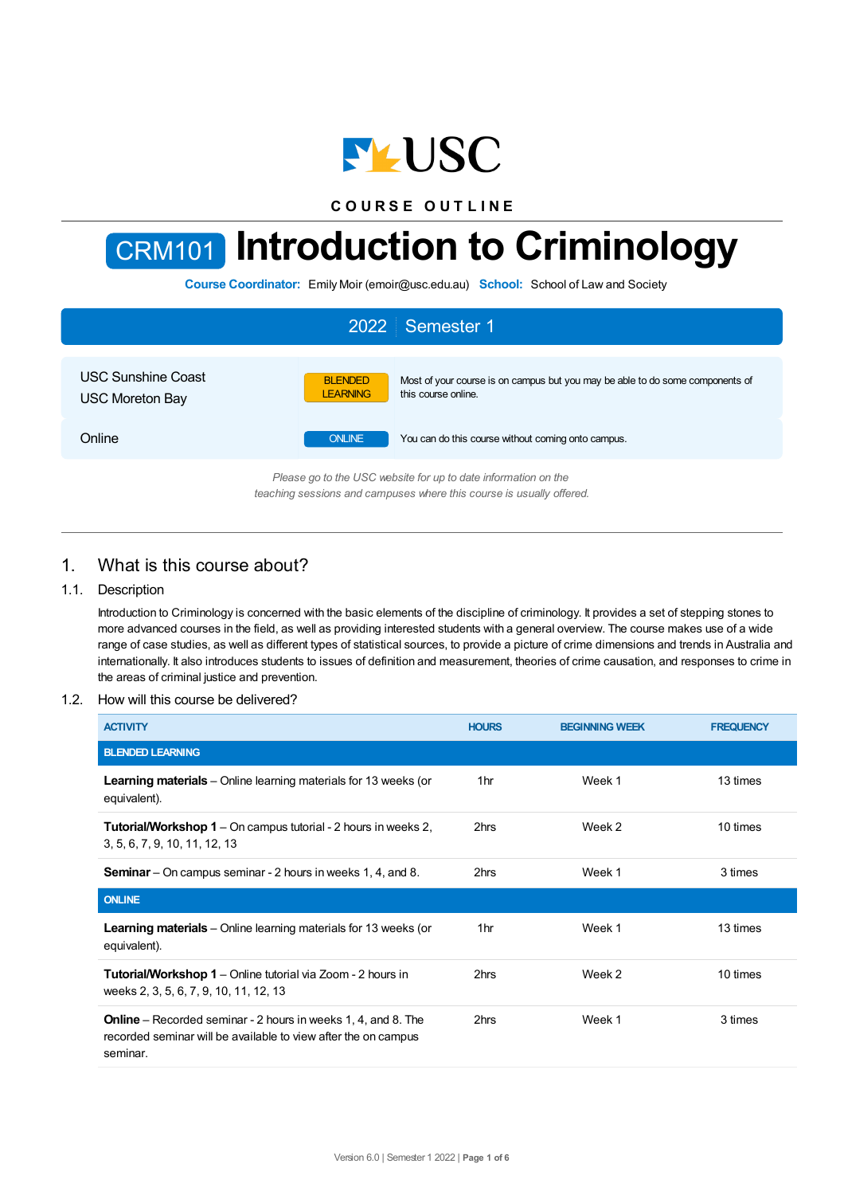COURSE OUTLINE

# CRM101 Introduction to Criminology

**Course Coordinator:** Emily Moir (emoir@usc.edu.au) **School:** School of Law and Society

**2022 | Semester 1**

| | | |
|---|---|---|
| USC Sunshine Coast<br>USC Moreton Bay | BLENDED LEARNING | Most of your course is on campus but you may be able to do some components of this course online. |
| Online | ONLINE | You can do this course without coming onto campus. |

*Please go to the USC website for up to date information on the teaching sessions and campuses where this course is usually offered.*

## 1. What is this course about?

### 1.1. Description

Introduction to Criminology is concerned with the basic elements of the discipline of criminology. It provides a set of stepping stones to more advanced courses in the field, as well as providing interested students with a general overview. The course makes use of a wide range of case studies, as well as different types of statistical sources, to provide a picture of crime dimensions and trends in Australia and internationally. It also introduces students to issues of definition and measurement, theories of crime causation, and responses to crime in the areas of criminal justice and prevention.

### 1.2. How will this course be delivered?

| ACTIVITY | HOURS | BEGINNING WEEK | FREQUENCY |
|---|---|---|---|
| **BLENDED LEARNING** | | | |
| **Learning materials** – Online learning materials for 13 weeks (or equivalent). | 1hr | Week 1 | 13 times |
| **Tutorial/Workshop 1** – On campus tutorial - 2 hours in weeks 2, 3, 5, 6, 7, 9, 10, 11, 12, 13 | 2hrs | Week 2 | 10 times |
| **Seminar** – On campus seminar - 2 hours in weeks 1, 4, and 8. | 2hrs | Week 1 | 3 times |
| **ONLINE** | | | |
| **Learning materials** – Online learning materials for 13 weeks (or equivalent). | 1hr | Week 1 | 13 times |
| **Tutorial/Workshop 1** – Online tutorial via Zoom - 2 hours in weeks 2, 3, 5, 6, 7, 9, 10, 11, 12, 13 | 2hrs | Week 2 | 10 times |
| **Online** – Recorded seminar - 2 hours in weeks 1, 4, and 8. The recorded seminar will be available to view after the on campus seminar. | 2hrs | Week 1 | 3 times |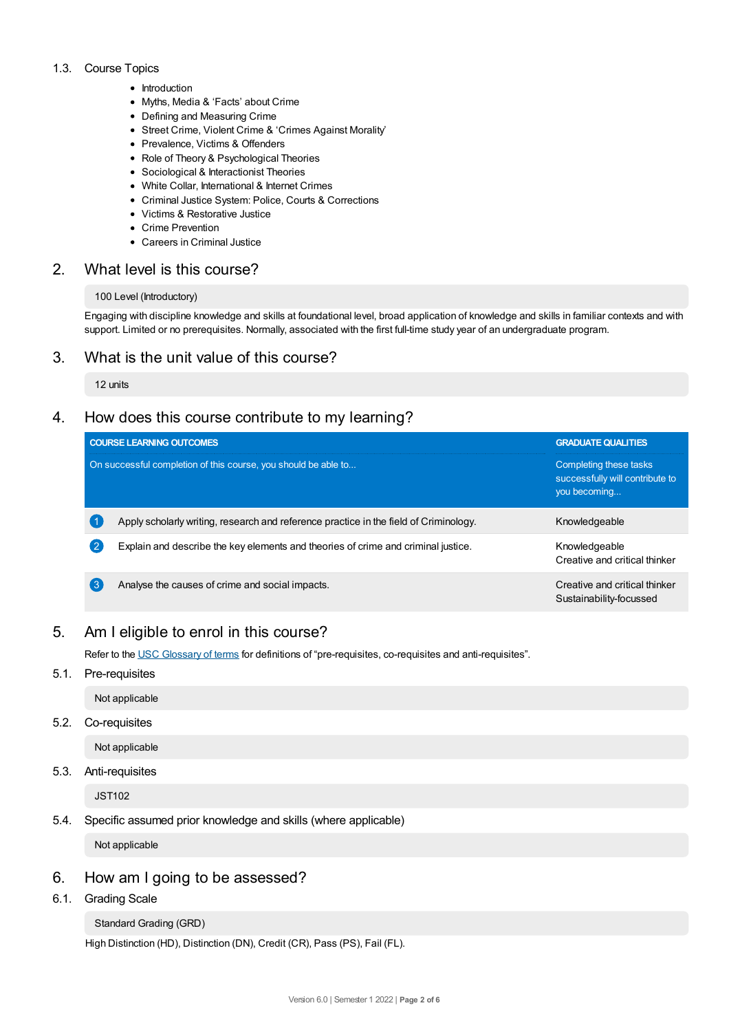### 1.3. Course Topics

- Introduction
- Myths, Media & 'Facts' about Crime
- Defining and Measuring Crime
- Street Crime, Violent Crime & 'Crimes Against Morality'
- Prevalence, Victims & Offenders
- Role of Theory & Psychological Theories
- Sociological & Interactionist Theories
- White Collar, International & Internet Crimes
- Criminal Justice System: Police, Courts & Corrections
- Victims & Restorative Justice
- Crime Prevention
- Careers in Criminal Justice

## 2. What level is this course?

100 Level (Introductory)

Engaging with discipline knowledge and skills at foundational level, broad application of knowledge and skills in familiar contexts and with support. Limited or no prerequisites. Normally, associated with the first full-time study year of an undergraduate program.

## 3. What is the unit value of this course?

12 units

## 4. How does this course contribute to my learning?

| | COURSE LEARNING OUTCOMES<br>On successful completion of this course, you should be able to... | GRADUATE QUALITIES<br>Completing these tasks successfully will contribute to you becoming... |
|---|---|---|
| 1 | Apply scholarly writing, research and reference practice in the field of Criminology. | Knowledgeable |
| 2 | Explain and describe the key elements and theories of crime and criminal justice. | Knowledgeable<br>Creative and critical thinker |
| 3 | Analyse the causes of crime and social impacts. | Creative and critical thinker<br>Sustainability-focussed |

## 5. Am I eligible to enrol in this course?

Refer to the USC Glossary of terms for definitions of "pre-requisites, co-requisites and anti-requisites".

### 5.1. Pre-requisites

Not applicable

### 5.2. Co-requisites

Not applicable

### 5.3. Anti-requisites

JST102

### 5.4. Specific assumed prior knowledge and skills (where applicable)

Not applicable

## 6. How am I going to be assessed?

### 6.1. Grading Scale

Standard Grading (GRD)

High Distinction (HD), Distinction (DN), Credit (CR), Pass (PS), Fail (FL).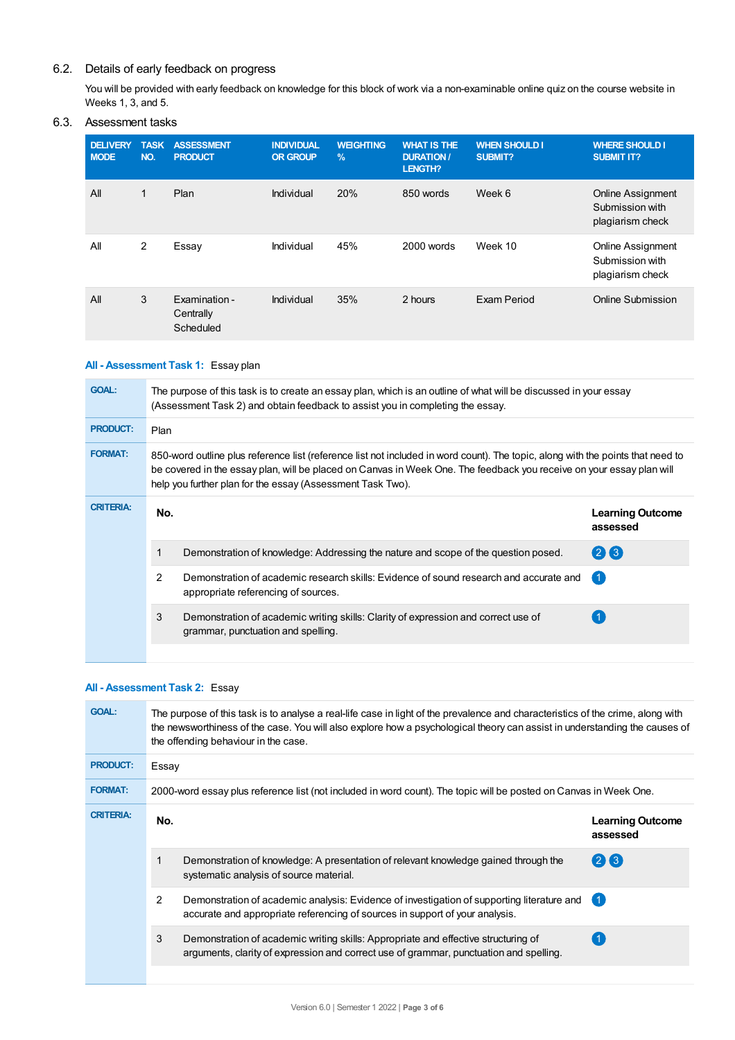### 6.2. Details of early feedback on progress

You will be provided with early feedback on knowledge for this block of work via a non-examinable online quiz on the course website in Weeks 1, 3, and 5.

### 6.3. Assessment tasks

| DELIVERY MODE | TASK NO. | ASSESSMENT PRODUCT | INDIVIDUAL OR GROUP | WEIGHTING % | WHAT IS THE DURATION / LENGTH? | WHEN SHOULD I SUBMIT? | WHERE SHOULD I SUBMIT IT? |
|---|---|---|---|---|---|---|---|
| All | 1 | Plan | Individual | 20% | 850 words | Week 6 | Online Assignment Submission with plagiarism check |
| All | 2 | Essay | Individual | 45% | 2000 words | Week 10 | Online Assignment Submission with plagiarism check |
| All | 3 | Examination - Centrally Scheduled | Individual | 35% | 2 hours | Exam Period | Online Submission |

**All - Assessment Task 1:** Essay plan

**GOAL:** The purpose of this task is to create an essay plan, which is an outline of what will be discussed in your essay (Assessment Task 2) and obtain feedback to assist you in completing the essay.

**PRODUCT:** Plan

**FORMAT:** 850-word outline plus reference list (reference list not included in word count). The topic, along with the points that need to be covered in the essay plan, will be placed on Canvas in Week One. The feedback you receive on your essay plan will help you further plan for the essay (Assessment Task Two).

**CRITERIA:**

| No. | | Learning Outcome assessed |
|---|---|---|
| 1 | Demonstration of knowledge: Addressing the nature and scope of the question posed. | 2 3 |
| 2 | Demonstration of academic research skills: Evidence of sound research and accurate and appropriate referencing of sources. | 1 |
| 3 | Demonstration of academic writing skills: Clarity of expression and correct use of grammar, punctuation and spelling. | 1 |

**All - Assessment Task 2:** Essay

**GOAL:** The purpose of this task is to analyse a real-life case in light of the prevalence and characteristics of the crime, along with the newsworthiness of the case. You will also explore how a psychological theory can assist in understanding the causes of the offending behaviour in the case.

**PRODUCT:** Essay

**FORMAT:** 2000-word essay plus reference list (not included in word count). The topic will be posted on Canvas in Week One.

**CRITERIA:**

| No. | | Learning Outcome assessed |
|---|---|---|
| 1 | Demonstration of knowledge: A presentation of relevant knowledge gained through the systematic analysis of source material. | 2 3 |
| 2 | Demonstration of academic analysis: Evidence of investigation of supporting literature and accurate and appropriate referencing of sources in support of your analysis. | 1 |
| 3 | Demonstration of academic writing skills: Appropriate and effective structuring of arguments, clarity of expression and correct use of grammar, punctuation and spelling. | 1 |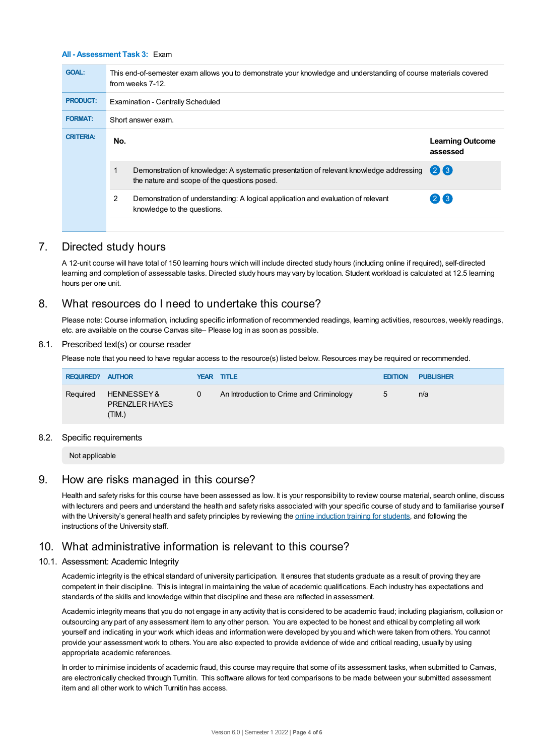**All - Assessment Task 3:** Exam

| | |
|---|---|
| **GOAL:** | This end-of-semester exam allows you to demonstrate your knowledge and understanding of course materials covered from weeks 7-12. |
| **PRODUCT:** | Examination - Centrally Scheduled |
| **FORMAT:** | Short answer exam. |
| **CRITERIA:** | |

| No. | | Learning Outcome assessed |
|---|---|---|
| 1 | Demonstration of knowledge: A systematic presentation of relevant knowledge addressing the nature and scope of the questions posed. | 2 3 |
| 2 | Demonstration of understanding: A logical application and evaluation of relevant knowledge to the questions. | 2 3 |

## 7. Directed study hours

A 12-unit course will have total of 150 learning hours which will include directed study hours (including online if required), self-directed learning and completion of assessable tasks. Directed study hours may vary by location. Student workload is calculated at 12.5 learning hours per one unit.

## 8. What resources do I need to undertake this course?

Please note: Course information, including specific information of recommended readings, learning activities, resources, weekly readings, etc. are available on the course Canvas site– Please log in as soon as possible.

### 8.1. Prescribed text(s) or course reader

Please note that you need to have regular access to the resource(s) listed below. Resources may be required or recommended.

| REQUIRED? | AUTHOR | YEAR | TITLE | EDITION | PUBLISHER |
|---|---|---|---|---|---|
| Required | HENNESSEY & PRENZLER HAYES (TIM.) | 0 | An Introduction to Crime and Criminology | 5 | n/a |

### 8.2. Specific requirements

Not applicable

## 9. How are risks managed in this course?

Health and safety risks for this course have been assessed as low. It is your responsibility to review course material, search online, discuss with lecturers and peers and understand the health and safety risks associated with your specific course of study and to familiarise yourself with the University's general health and safety principles by reviewing the online induction training for students, and following the instructions of the University staff.

## 10. What administrative information is relevant to this course?

### 10.1. Assessment: Academic Integrity

Academic integrity is the ethical standard of university participation. It ensures that students graduate as a result of proving they are competent in their discipline. This is integral in maintaining the value of academic qualifications. Each industry has expectations and standards of the skills and knowledge within that discipline and these are reflected in assessment.

Academic integrity means that you do not engage in any activity that is considered to be academic fraud; including plagiarism, collusion or outsourcing any part of any assessment item to any other person. You are expected to be honest and ethical by completing all work yourself and indicating in your work which ideas and information were developed by you and which were taken from others. You cannot provide your assessment work to others. You are also expected to provide evidence of wide and critical reading, usually by using appropriate academic references.

In order to minimise incidents of academic fraud, this course may require that some of its assessment tasks, when submitted to Canvas, are electronically checked through Turnitin. This software allows for text comparisons to be made between your submitted assessment item and all other work to which Turnitin has access.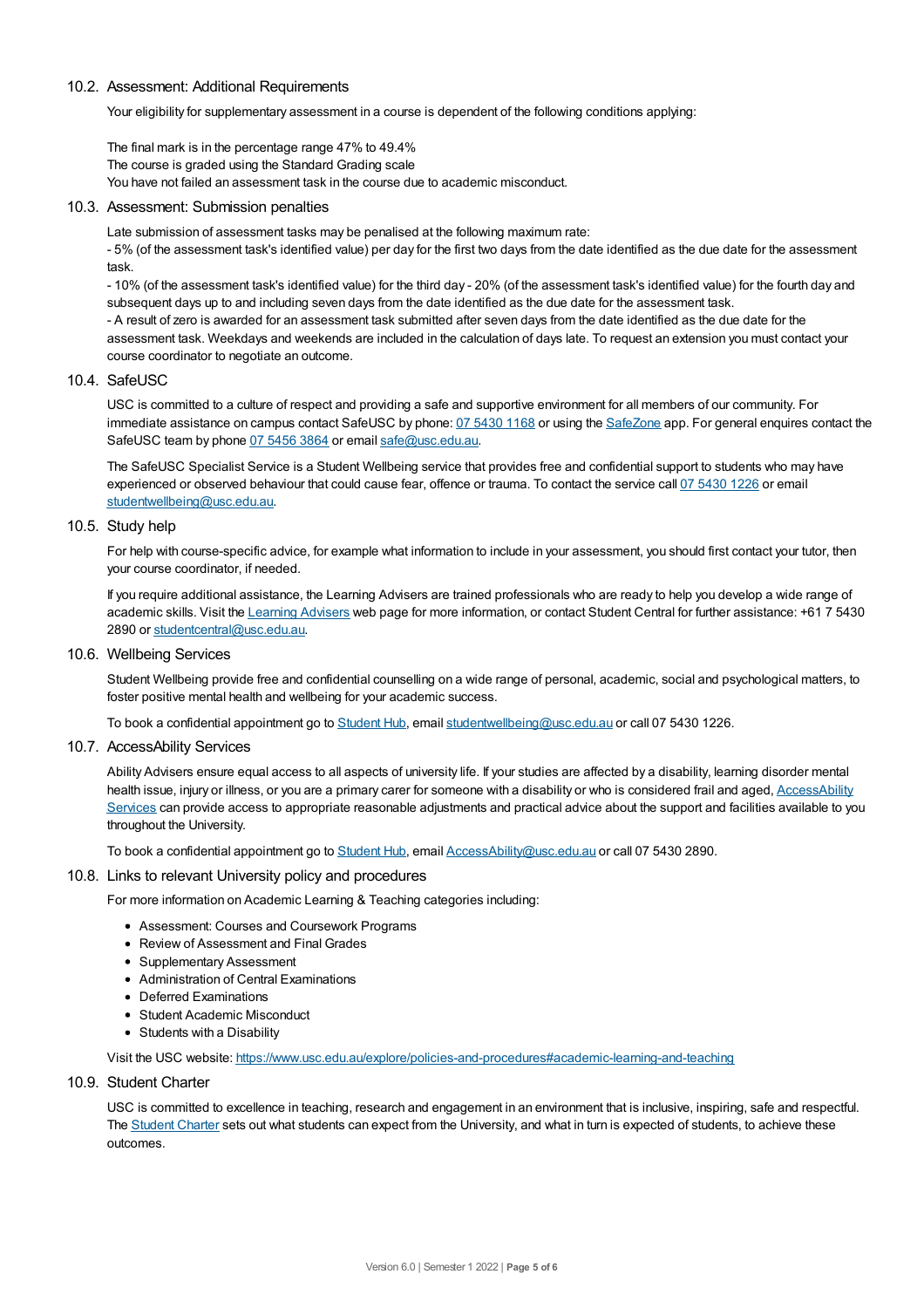### 10.2. Assessment: Additional Requirements

Your eligibility for supplementary assessment in a course is dependent of the following conditions applying:

The final mark is in the percentage range 47% to 49.4%
The course is graded using the Standard Grading scale
You have not failed an assessment task in the course due to academic misconduct.

### 10.3. Assessment: Submission penalties

Late submission of assessment tasks may be penalised at the following maximum rate:
- 5% (of the assessment task's identified value) per day for the first two days from the date identified as the due date for the assessment task.
- 10% (of the assessment task's identified value) for the third day - 20% (of the assessment task's identified value) for the fourth day and subsequent days up to and including seven days from the date identified as the due date for the assessment task.
- A result of zero is awarded for an assessment task submitted after seven days from the date identified as the due date for the assessment task. Weekdays and weekends are included in the calculation of days late. To request an extension you must contact your course coordinator to negotiate an outcome.

### 10.4. SafeUSC

USC is committed to a culture of respect and providing a safe and supportive environment for all members of our community. For immediate assistance on campus contact SafeUSC by phone: 07 5430 1168 or using the SafeZone app. For general enquires contact the SafeUSC team by phone 07 5456 3864 or email safe@usc.edu.au.

The SafeUSC Specialist Service is a Student Wellbeing service that provides free and confidential support to students who may have experienced or observed behaviour that could cause fear, offence or trauma. To contact the service call 07 5430 1226 or email studentwellbeing@usc.edu.au.

### 10.5. Study help

For help with course-specific advice, for example what information to include in your assessment, you should first contact your tutor, then your course coordinator, if needed.

If you require additional assistance, the Learning Advisers are trained professionals who are ready to help you develop a wide range of academic skills. Visit the Learning Advisers web page for more information, or contact Student Central for further assistance: +61 7 5430 2890 or studentcentral@usc.edu.au.

### 10.6. Wellbeing Services

Student Wellbeing provide free and confidential counselling on a wide range of personal, academic, social and psychological matters, to foster positive mental health and wellbeing for your academic success.

To book a confidential appointment go to Student Hub, email studentwellbeing@usc.edu.au or call 07 5430 1226.

### 10.7. AccessAbility Services

Ability Advisers ensure equal access to all aspects of university life. If your studies are affected by a disability, learning disorder mental health issue, injury or illness, or you are a primary carer for someone with a disability or who is considered frail and aged, AccessAbility Services can provide access to appropriate reasonable adjustments and practical advice about the support and facilities available to you throughout the University.

To book a confidential appointment go to Student Hub, email AccessAbility@usc.edu.au or call 07 5430 2890.

### 10.8. Links to relevant University policy and procedures

For more information on Academic Learning & Teaching categories including:

- Assessment: Courses and Coursework Programs
- Review of Assessment and Final Grades
- Supplementary Assessment
- Administration of Central Examinations
- Deferred Examinations
- Student Academic Misconduct
- Students with a Disability

Visit the USC website: https://www.usc.edu.au/explore/policies-and-procedures#academic-learning-and-teaching

### 10.9. Student Charter

USC is committed to excellence in teaching, research and engagement in an environment that is inclusive, inspiring, safe and respectful. The Student Charter sets out what students can expect from the University, and what in turn is expected of students, to achieve these outcomes.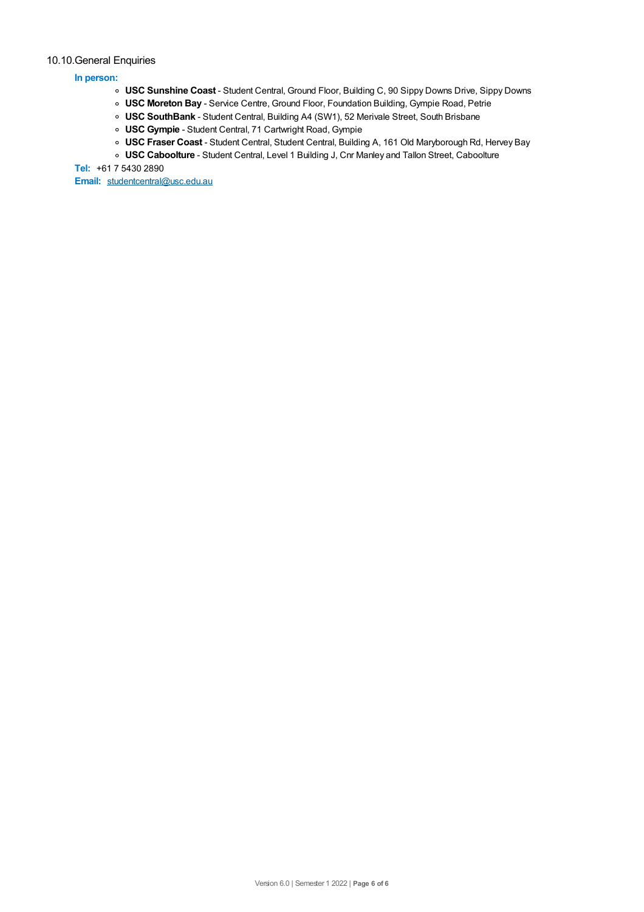### 10.10. General Enquiries

**In person:**

- **USC Sunshine Coast** - Student Central, Ground Floor, Building C, 90 Sippy Downs Drive, Sippy Downs
- **USC Moreton Bay** - Service Centre, Ground Floor, Foundation Building, Gympie Road, Petrie
- **USC SouthBank** - Student Central, Building A4 (SW1), 52 Merivale Street, South Brisbane
- **USC Gympie** - Student Central, 71 Cartwright Road, Gympie
- **USC Fraser Coast** - Student Central, Student Central, Building A, 161 Old Maryborough Rd, Hervey Bay
- **USC Caboolture** - Student Central, Level 1 Building J, Cnr Manley and Tallon Street, Caboolture

**Tel:** +61 7 5430 2890

**Email:** studentcentral@usc.edu.au